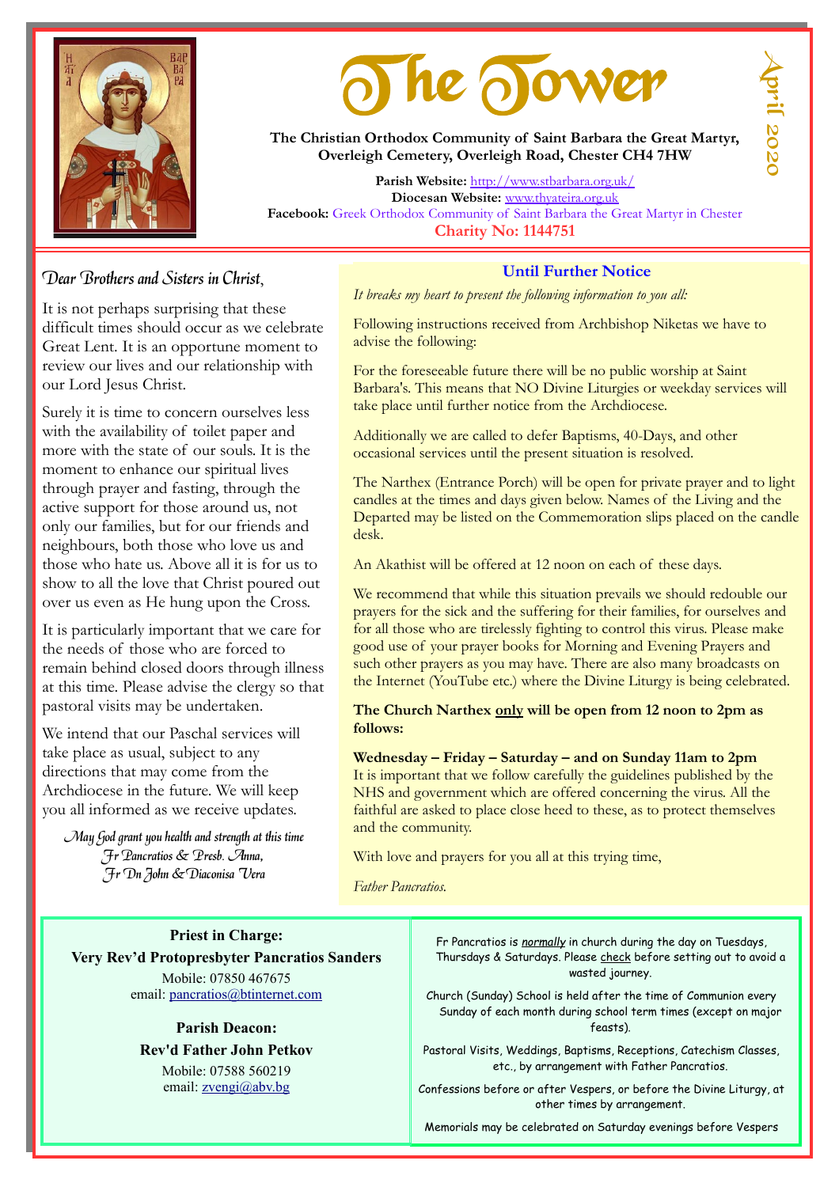# The Tower

**April 2020**

**The Christian Orthodox Community of Saint Barbara the Great Martyr, Overleigh Cemetery, Overleigh Road, Chester CH4 7HW**

**Parish Website:** http://www.stbarbara.org.uk/
**Diocesan Website:** www.thyateira.org.uk
**Facebook:** Greek Orthodox Community of Saint Barbara the Great Martyr in Chester
**Charity No: 1144751**

*Dear Brothers and Sisters in Christ,*

It is not perhaps surprising that these difficult times should occur as we celebrate Great Lent. It is an opportune moment to review our lives and our relationship with our Lord Jesus Christ.

Surely it is time to concern ourselves less with the availability of toilet paper and more with the state of our souls. It is the moment to enhance our spiritual lives through prayer and fasting, through the active support for those around us, not only our families, but for our friends and neighbours, both those who love us and those who hate us. Above all it is for us to show to all the love that Christ poured out over us even as He hung upon the Cross.

It is particularly important that we care for the needs of those who are forced to remain behind closed doors through illness at this time. Please advise the clergy so that pastoral visits may be undertaken.

We intend that our Paschal services will take place as usual, subject to any directions that may come from the Archdiocese in the future. We will keep you all informed as we receive updates.

*May God grant you health and strength at this time*
*Fr Pancratios & Presb. Anna,*
*Fr Dn John & Diaconisa Vera*

## Until Further Notice

*It breaks my heart to present the following information to you all:*

Following instructions received from Archbishop Niketas we have to advise the following:

For the foreseeable future there will be no public worship at Saint Barbara's. This means that NO Divine Liturgies or weekday services will take place until further notice from the Archdiocese.

Additionally we are called to defer Baptisms, 40-Days, and other occasional services until the present situation is resolved.

The Narthex (Entrance Porch) will be open for private prayer and to light candles at the times and days given below. Names of the Living and the Departed may be listed on the Commemoration slips placed on the candle desk.

An Akathist will be offered at 12 noon on each of these days.

We recommend that while this situation prevails we should redouble our prayers for the sick and the suffering for their families, for ourselves and for all those who are tirelessly fighting to control this virus. Please make good use of your prayer books for Morning and Evening Prayers and such other prayers as you may have. There are also many broadcasts on the Internet (YouTube etc.) where the Divine Liturgy is being celebrated.

**The Church Narthex only will be open from 12 noon to 2pm as follows:**

**Wednesday – Friday – Saturday – and on Sunday 11am to 2pm**
It is important that we follow carefully the guidelines published by the NHS and government which are offered concerning the virus. All the faithful are asked to place close heed to these, as to protect themselves and the community.

With love and prayers for you all at this trying time,

*Father Pancratios.*

**Priest in Charge:**
**Very Rev'd Protopresbyter Pancratios Sanders**
Mobile: 07850 467675
email: pancratios@btinternet.com

**Parish Deacon:**
**Rev'd Father John Petkov**
Mobile: 07588 560219
email: zvengi@abv.bg

Fr Pancratios is *normally* in church during the day on Tuesdays, Thursdays & Saturdays. Please check before setting out to avoid a wasted journey.

Church (Sunday) School is held after the time of Communion every Sunday of each month during school term times (except on major feasts).

Pastoral Visits, Weddings, Baptisms, Receptions, Catechism Classes, etc., by arrangement with Father Pancratios.

Confessions before or after Vespers, or before the Divine Liturgy, at other times by arrangement.

Memorials may be celebrated on Saturday evenings before Vespers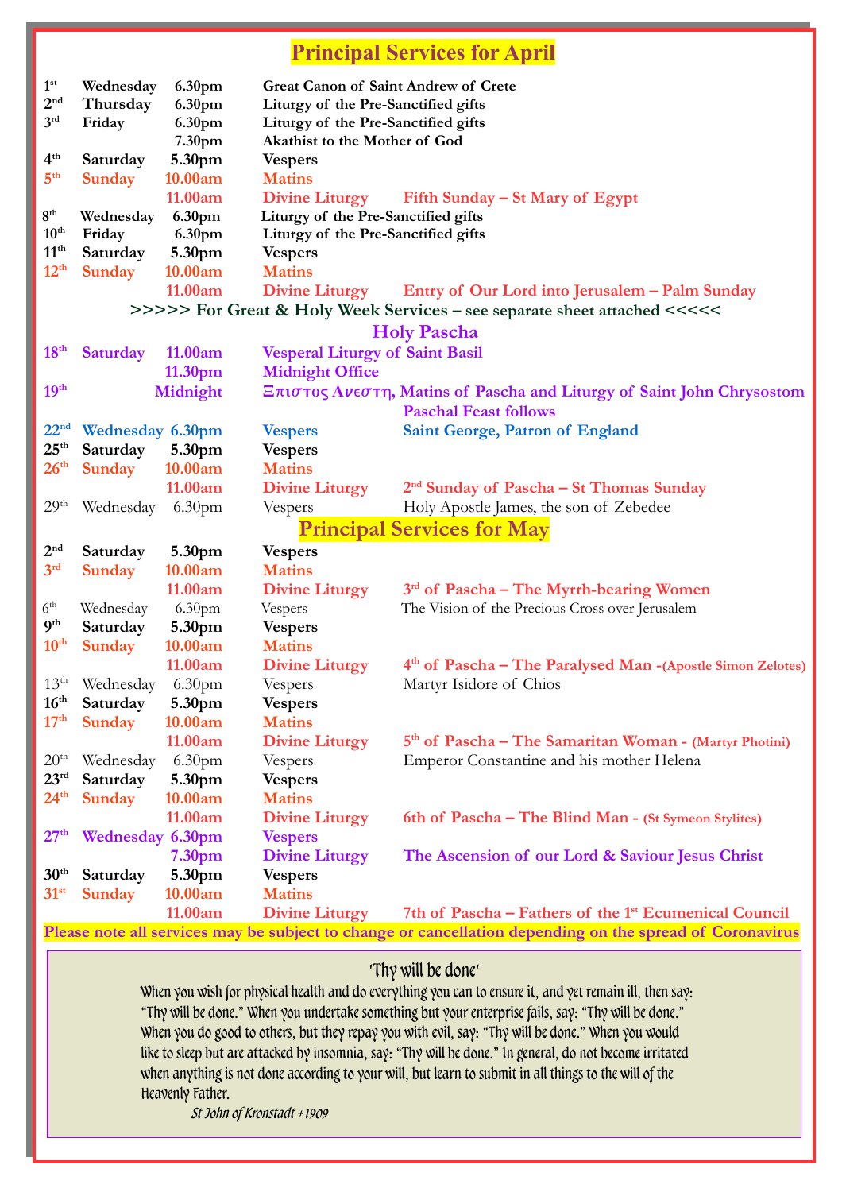## Principal Services for April

| | | | | |
|---|---|---|---|---|
| 1st | Wednesday | 6.30pm | **Great Canon of Saint Andrew of Crete** | |
| 2nd | Thursday | 6.30pm | **Liturgy of the Pre-Sanctified gifts** | |
| 3rd | Friday | 6.30pm | **Liturgy of the Pre-Sanctified gifts** | |
| | | 7.30pm | **Akathist to the Mother of God** | |
| 4th | Saturday | 5.30pm | **Vespers** | |
| 5th | Sunday | 10.00am | **Matins** | |
| | | 11.00am | **Divine Liturgy** | **Fifth Sunday – St Mary of Egypt** |
| 8th | Wednesday | 6.30pm | **Liturgy of the Pre-Sanctified gifts** | |
| 10th | Friday | 6.30pm | **Liturgy of the Pre-Sanctified gifts** | |
| 11th | Saturday | 5.30pm | **Vespers** | |
| 12th | Sunday | 10.00am | **Matins** | |
| | | 11.00am | **Divine Liturgy** | **Entry of Our Lord into Jerusalem – Palm Sunday** |

**>>>>> For Great & Holy Week Services – see separate sheet attached <<<<<**

### Holy Pascha

| | | | | |
|---|---|---|---|---|
| 18th | Saturday | 11.00am | **Vesperal Liturgy of Saint Basil** | |
| | | 11.30pm | **Midnight Office** | |
| 19th | | Midnight | **Ξριστος Ανεστη, Matins of Pascha and Liturgy of Saint John Chrysostom** | |
| | | | | **Paschal Feast follows** |
| 22nd | Wednesday | 6.30pm | **Vespers** | **Saint George, Patron of England** |
| 25th | Saturday | 5.30pm | **Vespers** | |
| 26th | Sunday | 10.00am | **Matins** | |
| | | 11.00am | **Divine Liturgy** | **2nd Sunday of Pascha – St Thomas Sunday** |
| 29th | Wednesday | 6.30pm | Vespers | Holy Apostle James, the son of Zebedee |

## Principal Services for May

| | | | | |
|---|---|---|---|---|
| 2nd | Saturday | 5.30pm | **Vespers** | |
| 3rd | Sunday | 10.00am | **Matins** | |
| | | 11.00am | **Divine Liturgy** | **3rd of Pascha – The Myrrh-bearing Women** |
| 6th | Wednesday | 6.30pm | Vespers | The Vision of the Precious Cross over Jerusalem |
| 9th | Saturday | 5.30pm | **Vespers** | |
| 10th | Sunday | 10.00am | **Matins** | |
| | | 11.00am | **Divine Liturgy** | **4th of Pascha – The Paralysed Man -(Apostle Simon Zelotes)** |
| 13th | Wednesday | 6.30pm | Vespers | Martyr Isidore of Chios |
| 16th | Saturday | 5.30pm | **Vespers** | |
| 17th | Sunday | 10.00am | **Matins** | |
| | | 11.00am | **Divine Liturgy** | **5th of Pascha – The Samaritan Woman - (Martyr Photini)** |
| 20th | Wednesday | 6.30pm | Vespers | Emperor Constantine and his mother Helena |
| 23rd | Saturday | 5.30pm | **Vespers** | |
| 24th | Sunday | 10.00am | **Matins** | |
| | | 11.00am | **Divine Liturgy** | **6th of Pascha – The Blind Man - (St Symeon Stylites)** |
| 27th | Wednesday | 6.30pm | **Vespers** | |
| | | 7.30pm | **Divine Liturgy** | **The Ascension of our Lord & Saviour Jesus Christ** |
| 30th | Saturday | 5.30pm | **Vespers** | |
| 31st | Sunday | 10.00am | **Matins** | |
| | | 11.00am | **Divine Liturgy** | **7th of Pascha – Fathers of the 1st Ecumenical Council** |

**Please note all services may be subject to change or cancellation depending on the spread of Coronavirus**

### 'Thy will be done'

When you wish for physical health and do everything you can to ensure it, and yet remain ill, then say: "Thy will be done." When you undertake something but your enterprise fails, say: "Thy will be done." When you do good to others, but they repay you with evil, say: "Thy will be done." When you would like to sleep but are attacked by insomnia, say: "Thy will be done." In general, do not become irritated when anything is not done according to your will, but learn to submit in all things to the will of the Heavenly Father.

*St John of Kronstadt +1909*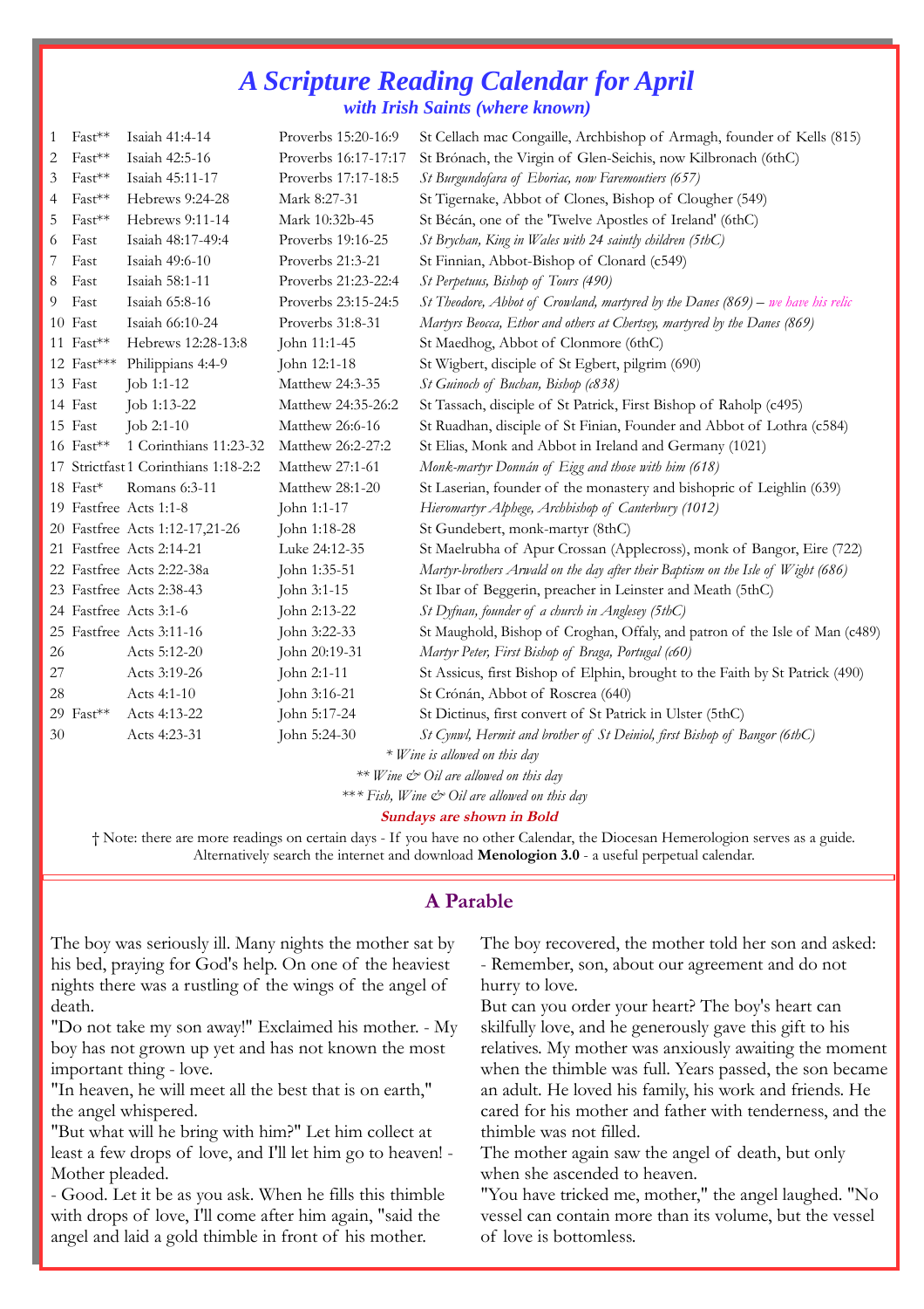# *A Scripture Reading Calendar for April*

### *with Irish Saints (where known)*

| | | | | |
|---|---|---|---|---|
| 1 | Fast** | Isaiah 41:4-14 | Proverbs 15:20-16:9 | St Cellach mac Congaille, Archbishop of Armagh, founder of Kells (815) |
| 2 | Fast** | Isaiah 42:5-16 | Proverbs 16:17-17:17 | St Brónach, the Virgin of Glen-Seichis, now Kilbronach (6thC) |
| 3 | Fast** | Isaiah 45:11-17 | Proverbs 17:17-18:5 | *St Burgundofara of Eboriac, now Faremoutiers (657)* |
| 4 | Fast** | Hebrews 9:24-28 | Mark 8:27-31 | St Tigernake, Abbot of Clones, Bishop of Clougher (549) |
| 5 | Fast** | Hebrews 9:11-14 | Mark 10:32b-45 | St Bécán, one of the 'Twelve Apostles of Ireland' (6thC) |
| 6 | Fast | Isaiah 48:17-49:4 | Proverbs 19:16-25 | *St Brychan, King in Wales with 24 saintly children (5thC)* |
| 7 | Fast | Isaiah 49:6-10 | Proverbs 21:3-21 | St Finnian, Abbot-Bishop of Clonard (c549) |
| 8 | Fast | Isaiah 58:1-11 | Proverbs 21:23-22:4 | *St Perpetuus, Bishop of Tours (490)* |
| 9 | Fast | Isaiah 65:8-16 | Proverbs 23:15-24:5 | *St Theodore, Abbot of Crowland, martyred by the Danes (869) – we have his relic* |
| 10 | Fast | Isaiah 66:10-24 | Proverbs 31:8-31 | *Martyrs Beocca, Ethor and others at Chertsey, martyred by the Danes (869)* |
| 11 | Fast** | Hebrews 12:28-13:8 | John 11:1-45 | St Maedhog, Abbot of Clonmore (6thC) |
| 12 | Fast*** | Philippians 4:4-9 | John 12:1-18 | St Wigbert, disciple of St Egbert, pilgrim (690) |
| 13 | Fast | Job 1:1-12 | Matthew 24:3-35 | *St Guinoch of Buchan, Bishop (c838)* |
| 14 | Fast | Job 1:13-22 | Matthew 24:35-26:2 | St Tassach, disciple of St Patrick, First Bishop of Raholp (c495) |
| 15 | Fast | Job 2:1-10 | Matthew 26:6-16 | St Ruadhan, disciple of St Finian, Founder and Abbot of Lothra (c584) |
| 16 | Fast** | 1 Corinthians 11:23-32 | Matthew 26:2-27:2 | St Elias, Monk and Abbot in Ireland and Germany (1021) |
| 17 | Strictfast | 1 Corinthians 1:18-2:2 | Matthew 27:1-61 | *Monk-martyr Donnán of Eigg and those with him (618)* |
| 18 | Fast* | Romans 6:3-11 | Matthew 28:1-20 | St Laserian, founder of the monastery and bishopric of Leighlin (639) |
| 19 | Fastfree | Acts 1:1-8 | John 1:1-17 | *Hieromartyr Alphege, Archbishop of Canterbury (1012)* |
| 20 | Fastfree | Acts 1:12-17,21-26 | John 1:18-28 | St Gundebert, monk-martyr (8thC) |
| 21 | Fastfree | Acts 2:14-21 | Luke 24:12-35 | St Maelrubha of Apur Crossan (Applecross), monk of Bangor, Eire (722) |
| 22 | Fastfree | Acts 2:22-38a | John 1:35-51 | *Martyr-brothers Arwald on the day after their Baptism on the Isle of Wight (686)* |
| 23 | Fastfree | Acts 2:38-43 | John 3:1-15 | St Ibar of Beggerin, preacher in Leinster and Meath (5thC) |
| 24 | Fastfree | Acts 3:1-6 | John 2:13-22 | *St Dyfnan, founder of a church in Anglesey (5thC)* |
| 25 | Fastfree | Acts 3:11-16 | John 3:22-33 | St Maughold, Bishop of Croghan, Offaly, and patron of the Isle of Man (c489) |
| 26 | | Acts 5:12-20 | John 20:19-31 | *Martyr Peter, First Bishop of Braga, Portugal (c60)* |
| 27 | | Acts 3:19-26 | John 2:1-11 | St Assicus, first Bishop of Elphin, brought to the Faith by St Patrick (490) |
| 28 | | Acts 4:1-10 | John 3:16-21 | St Crónán, Abbot of Roscrea (640) |
| 29 | Fast** | Acts 4:13-22 | John 5:17-24 | St Dictinus, first convert of St Patrick in Ulster (5thC) |
| 30 | | Acts 4:23-31 | John 5:24-30 | *St Cynwl, Hermit and brother of St Deiniol, first Bishop of Bangor (6thC)* |

*\* Wine is allowed on this day*

*\*\* Wine & Oil are allowed on this day*

*\*\*\* Fish, Wine & Oil are allowed on this day*

**Sundays are shown in Bold**

† Note: there are more readings on certain days - If you have no other Calendar, the Diocesan Hemerologion serves as a guide. Alternatively search the internet and download **Menologion 3.0** - a useful perpetual calendar.

## A Parable

The boy was seriously ill. Many nights the mother sat by his bed, praying for God's help. On one of the heaviest nights there was a rustling of the wings of the angel of death.

"Do not take my son away!" Exclaimed his mother. - My boy has not grown up yet and has not known the most important thing - love.

"In heaven, he will meet all the best that is on earth," the angel whispered.

"But what will he bring with him?" Let him collect at least a few drops of love, and I'll let him go to heaven! - Mother pleaded.

- Good. Let it be as you ask. When he fills this thimble with drops of love, I'll come after him again, "said the angel and laid a gold thimble in front of his mother.

The boy recovered, the mother told her son and asked:
- Remember, son, about our agreement and do not hurry to love.

But can you order your heart? The boy's heart can skilfully love, and he generously gave this gift to his relatives. My mother was anxiously awaiting the moment when the thimble was full. Years passed, the son became an adult. He loved his family, his work and friends. He cared for his mother and father with tenderness, and the thimble was not filled.

The mother again saw the angel of death, but only when she ascended to heaven.

"You have tricked me, mother," the angel laughed. "No vessel can contain more than its volume, but the vessel of love is bottomless.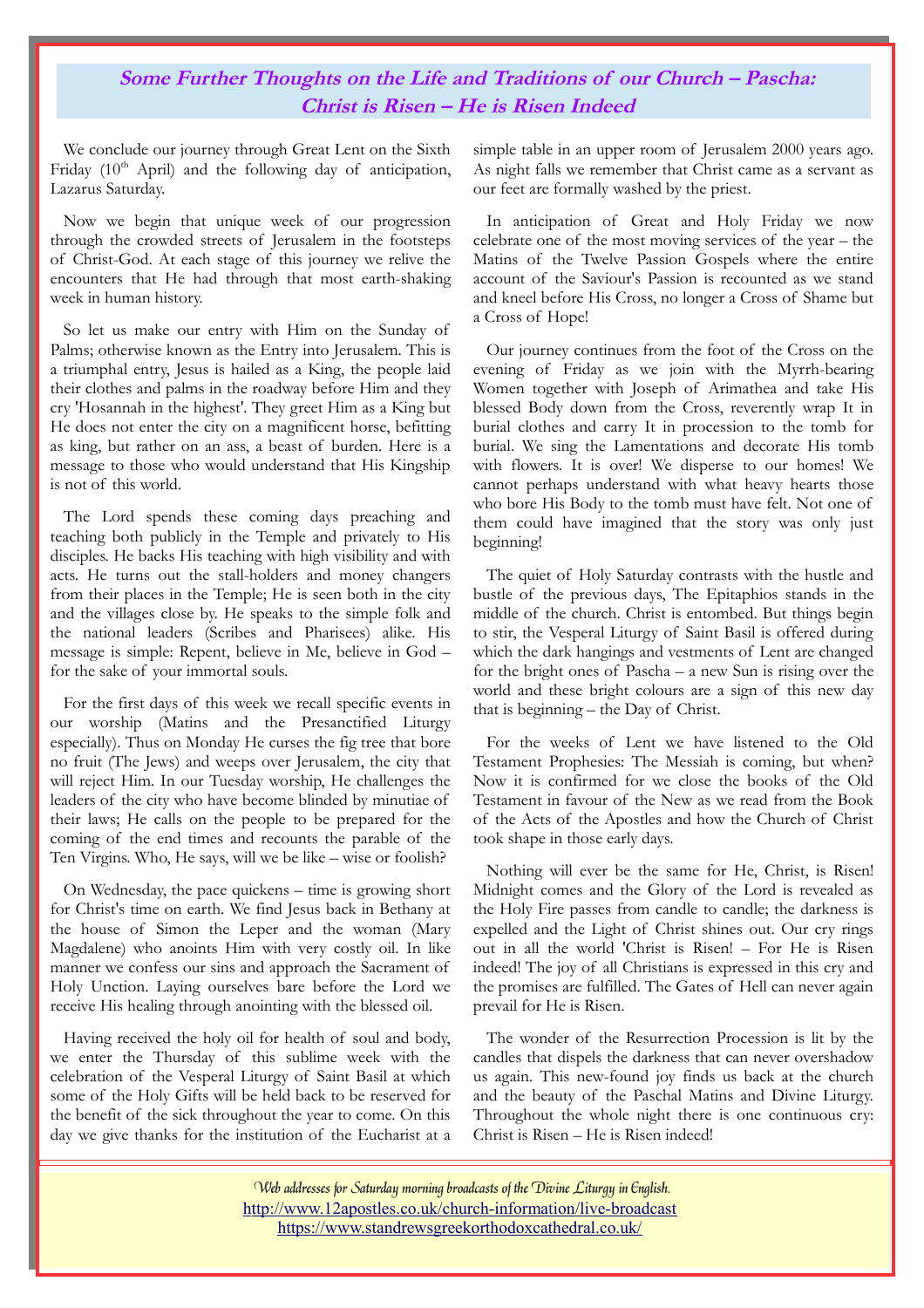## Some Further Thoughts on the Life and Traditions of our Church – Pascha: Christ is Risen – He is Risen Indeed

We conclude our journey through Great Lent on the Sixth Friday (10th April) and the following day of anticipation, Lazarus Saturday.

Now we begin that unique week of our progression through the crowded streets of Jerusalem in the footsteps of Christ-God. At each stage of this journey we relive the encounters that He had through that most earth-shaking week in human history.

So let us make our entry with Him on the Sunday of Palms; otherwise known as the Entry into Jerusalem. This is a triumphal entry, Jesus is hailed as a King, the people laid their clothes and palms in the roadway before Him and they cry 'Hosannah in the highest'. They greet Him as a King but He does not enter the city on a magnificent horse, befitting as king, but rather on an ass, a beast of burden. Here is a message to those who would understand that His Kingship is not of this world.

The Lord spends these coming days preaching and teaching both publicly in the Temple and privately to His disciples. He backs His teaching with high visibility and with acts. He turns out the stall-holders and money changers from their places in the Temple; He is seen both in the city and the villages close by. He speaks to the simple folk and the national leaders (Scribes and Pharisees) alike. His message is simple: Repent, believe in Me, believe in God – for the sake of your immortal souls.

For the first days of this week we recall specific events in our worship (Matins and the Presanctified Liturgy especially). Thus on Monday He curses the fig tree that bore no fruit (The Jews) and weeps over Jerusalem, the city that will reject Him. In our Tuesday worship, He challenges the leaders of the city who have become blinded by minutiae of their laws; He calls on the people to be prepared for the coming of the end times and recounts the parable of the Ten Virgins. Who, He says, will we be like – wise or foolish?

On Wednesday, the pace quickens – time is growing short for Christ's time on earth. We find Jesus back in Bethany at the house of Simon the Leper and the woman (Mary Magdalene) who anoints Him with very costly oil. In like manner we confess our sins and approach the Sacrament of Holy Unction. Laying ourselves bare before the Lord we receive His healing through anointing with the blessed oil.

Having received the holy oil for health of soul and body, we enter the Thursday of this sublime week with the celebration of the Vesperal Liturgy of Saint Basil at which some of the Holy Gifts will be held back to be reserved for the benefit of the sick throughout the year to come. On this day we give thanks for the institution of the Eucharist at a simple table in an upper room of Jerusalem 2000 years ago. As night falls we remember that Christ came as a servant as our feet are formally washed by the priest.

In anticipation of Great and Holy Friday we now celebrate one of the most moving services of the year – the Matins of the Twelve Passion Gospels where the entire account of the Saviour's Passion is recounted as we stand and kneel before His Cross, no longer a Cross of Shame but a Cross of Hope!

Our journey continues from the foot of the Cross on the evening of Friday as we join with the Myrrh-bearing Women together with Joseph of Arimathea and take His blessed Body down from the Cross, reverently wrap It in burial clothes and carry It in procession to the tomb for burial. We sing the Lamentations and decorate His tomb with flowers. It is over! We disperse to our homes! We cannot perhaps understand with what heavy hearts those who bore His Body to the tomb must have felt. Not one of them could have imagined that the story was only just beginning!

The quiet of Holy Saturday contrasts with the hustle and bustle of the previous days, The Epitaphios stands in the middle of the church. Christ is entombed. But things begin to stir, the Vesperal Liturgy of Saint Basil is offered during which the dark hangings and vestments of Lent are changed for the bright ones of Pascha – a new Sun is rising over the world and these bright colours are a sign of this new day that is beginning – the Day of Christ.

For the weeks of Lent we have listened to the Old Testament Prophesies: The Messiah is coming, but when? Now it is confirmed for we close the books of the Old Testament in favour of the New as we read from the Book of the Acts of the Apostles and how the Church of Christ took shape in those early days.

Nothing will ever be the same for He, Christ, is Risen! Midnight comes and the Glory of the Lord is revealed as the Holy Fire passes from candle to candle; the darkness is expelled and the Light of Christ shines out. Our cry rings out in all the world 'Christ is Risen! – For He is Risen indeed! The joy of all Christians is expressed in this cry and the promises are fulfilled. The Gates of Hell can never again prevail for He is Risen.

The wonder of the Resurrection Procession is lit by the candles that dispels the darkness that can never overshadow us again. This new-found joy finds us back at the church and the beauty of the Paschal Matins and Divine Liturgy. Throughout the whole night there is one continuous cry: Christ is Risen – He is Risen indeed!

*Web addresses for Saturday morning broadcasts of the Divine Liturgy in English.*

http://www.12apostles.co.uk/church-information/live-broadcast

https://www.standrewsgreekorthodoxcathedral.co.uk/